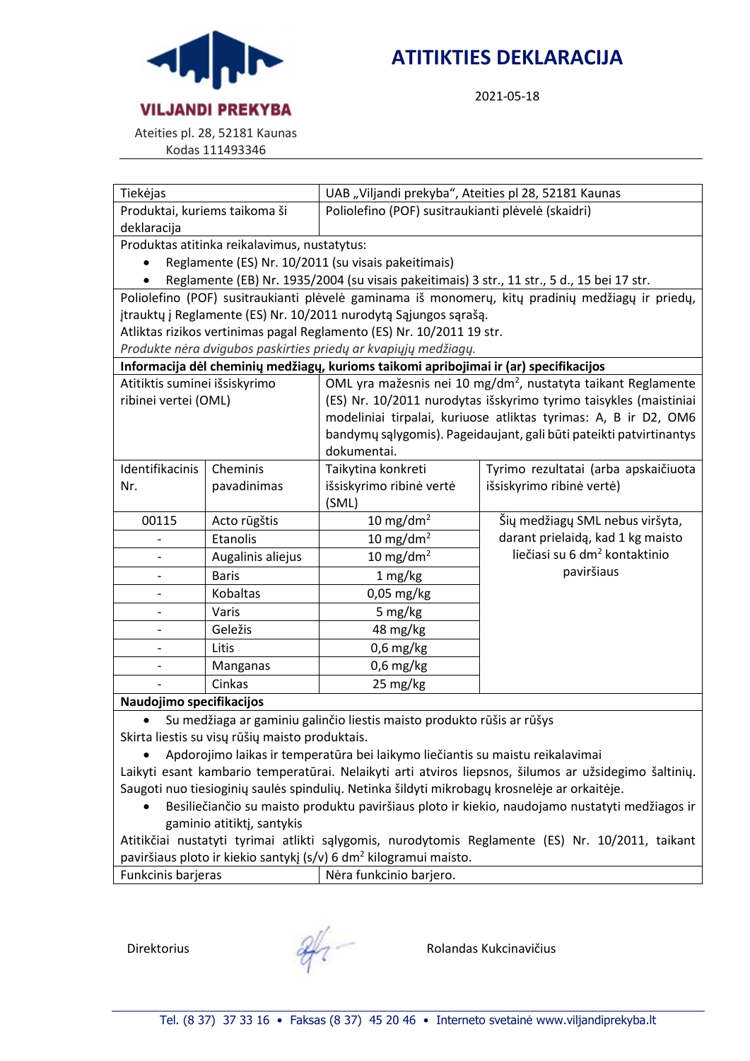**VILJANDI PREKYBA**

Ateities pl. 28, 52181 Kaunas
Kodas 111493346

# ATITIKTIES DEKLARACIJA

2021-05-18

| Tiekėjas | UAB „Viljandi prekyba“, Ateities pl 28, 52181 Kaunas |
|---|---|
| Produktai, kuriems taikoma ši deklaracija | Poliolefino (POF) susitraukianti plėvelė (skaidri) |

Produktas atitinka reikalavimus, nustatytus:

- Reglamente (ES) Nr. 10/2011 (su visais pakeitimais)
- Reglamente (EB) Nr. 1935/2004 (su visais pakeitimais) 3 str., 11 str., 5 d., 15 bei 17 str.

Poliolefino (POF) susitraukianti plėvelė gaminama iš monomerų, kitų pradinių medžiagų ir priedų, įtrauktų į Reglamente (ES) Nr. 10/2011 nurodytą Sąjungos sąrašą.
Atliktas rizikos vertinimas pagal Reglamento (ES) Nr. 10/2011 19 str.
*Produkte nėra dvigubos paskirties priedų ar kvapiųjų medžiagų.*

**Informacija dėl cheminių medžiagų, kurioms taikomi apribojimai ir (ar) specifikacijos**

| Atitiktis suminei išsiskyrimo ribinei vertei (OML) | OML yra mažesnis nei 10 mg/dm$^2$, nustatyta taikant Reglamente (ES) Nr. 10/2011 nurodytas išskyrimo tyrimo taisykles (maistiniai modeliniai tirpalai, kuriuose atliktas tyrimas: A, B ir D2, OM6 bandymų sąlygomis). Pageidaujant, gali būti pateikti patvirtinantys dokumentai. |
|---|---|

| Identifikacinis Nr. | Cheminis pavadinimas | Taikytina konkreti išsiskyrimo ribinė vertė (SML) | Tyrimo rezultatai (arba apskaičiuota išsiskyrimo ribinė vertė) |
|---|---|---|---|
| 00115 | Acto rūgštis | 10 mg/dm$^2$ | Šių medžiagų SML nebus viršyta, darant prielaidą, kad 1 kg maisto liečiasi su 6 dm$^2$ kontaktinio paviršiaus |
| - | Etanolis | 10 mg/dm$^2$ | |
| - | Augalinis aliejus | 10 mg/dm$^2$ | |
| - | Baris | 1 mg/kg | |
| - | Kobaltas | 0,05 mg/kg | |
| - | Varis | 5 mg/kg | |
| - | Geležis | 48 mg/kg | |
| - | Litis | 0,6 mg/kg | |
| - | Manganas | 0,6 mg/kg | |
| - | Cinkas | 25 mg/kg | |

**Naudojimo specifikacijos**

- Su medžiaga ar gaminiu galinčio liestis maisto produkto rūšis ar rūšys

Skirta liestis su visų rūšių maisto produktais.

- Apdorojimo laikas ir temperatūra bei laikymo liečiantis su maistu reikalavimai

Laikyti esant kambario temperatūrai. Nelaikyti arti atviros liepsnos, šilumos ar užsidegimo šaltinių. Saugoti nuo tiesioginių saulės spindulių. Netinka šildyti mikrobagų krosnelėje ar orkaitėje.

- Besiliečiančio su maisto produktu paviršiaus ploto ir kiekio, naudojamo nustatyti medžiagos ir gaminio atitiktį, santykis

Atitikčiai nustatyti tyrimai atlikti sąlygomis, nurodytomis Reglamente (ES) Nr. 10/2011, taikant paviršiaus ploto ir kiekio santykį (s/v) 6 dm$^2$ kilogramui maisto.

| Funkcinis barjeras | Nėra funkcinio barjero. |
|---|---|

Direktorius Rolandas Kukcinavičius

Tel. (8 37) 37 33 16 • Faksas (8 37) 45 20 46 • Interneto svetainė www.viljandiprekyba.lt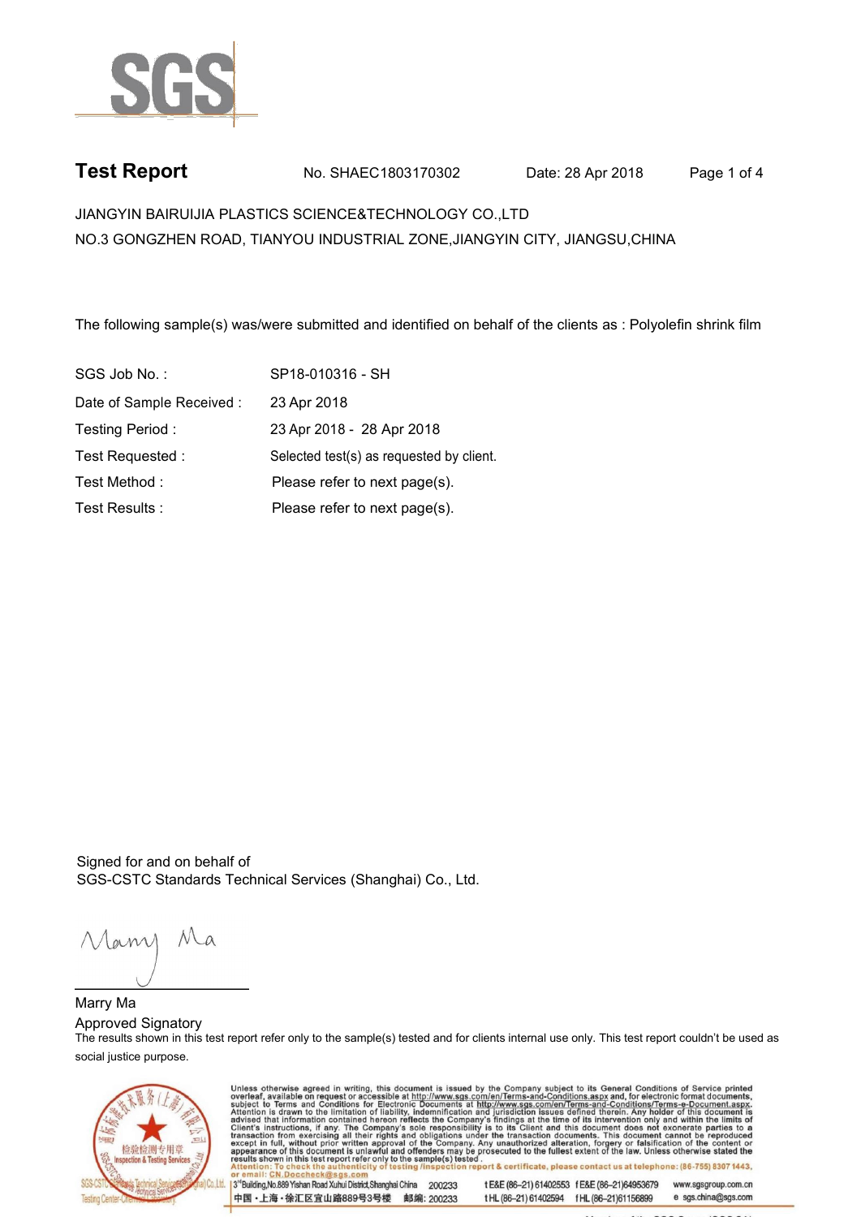**SGS**

## Test Report

No. SHAEC1803170302 Date: 28 Apr 2018

JIANGYIN BAIRUIJIA PLASTICS SCIENCE&TECHNOLOGY CO.,LTD
NO.3 GONGZHEN ROAD, TIANYOU INDUSTRIAL ZONE,JIANGYIN CITY, JIANGSU,CHINA

The following sample(s) was/were submitted and identified on behalf of the clients as : Polyolefin shrink film

| | |
|---|---|
| SGS Job No. : | SP18-010316 - SH |
| Date of Sample Received : | 23 Apr 2018 |
| Testing Period : | 23 Apr 2018 - 28 Apr 2018 |
| Test Requested : | Selected test(s) as requested by client. |
| Test Method : | Please refer to next page(s). |
| Test Results : | Please refer to next page(s). |

Signed for and on behalf of
SGS-CSTC Standards Technical Services (Shanghai) Co., Ltd.

Marry Ma
Approved Signatory

The results shown in this test report refer only to the sample(s) tested and for clients internal use only. This test report couldn't be used as social justice purpose.

Unless otherwise agreed in writing, this document is issued by the Company subject to its General Conditions of Service printed overleaf, available on request or accessible at http://www.sgs.com/en/Terms-and-Conditions.aspx and, for electronic format documents, subject to Terms and Conditions for Electronic Documents at http://www.sgs.com/en/Terms-and-Conditions/Terms-e-Document.aspx. Attention is drawn to the limitation of liability, indemnification and jurisdiction issues defined therein. Any holder of this document is advised that information contained hereon reflects the Company's findings at the time of its intervention only and within the limits of Client's instructions, if any. The Company's sole responsibility is to its Client and this document does not exonerate parties to a transaction from exercising all their rights and obligations under the transaction documents. This document cannot be reproduced except in full, without prior written approval of the Company. Any unauthorized alteration, forgery or falsification of the content or appearance of this document is unlawful and offenders may be prosecuted to the fullest extent of the law. Unless otherwise stated the results shown in this test report refer only to the sample(s) tested.
Attention: To check the authenticity of testing /inspection report & certificate, please contact us at telephone: (86-755) 8307 1443, or email: CN.Doccheck@sgs.com

3rd Building,No.889 Yishan Road Xuhui District,Shanghai China 200233 t E&E (86-21) 61402553 f E&E (86-21)64953679 www.sgsgroup.com.cn
中国・上海・徐汇区宜山路889号3号楼 邮编: 200233 t HL (86-21) 61402594 f HL (86-21)61156899 e sgs.china@sgs.com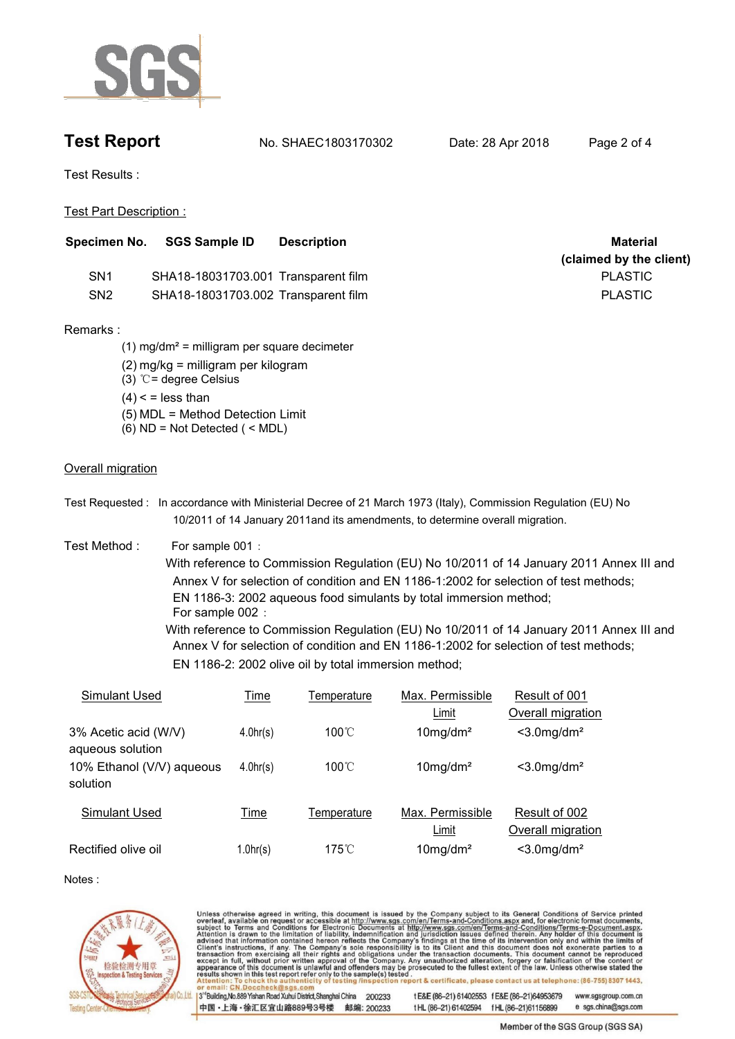# Test Report

No. SHAEC1803170302 Date: 28 Apr 2018

Test Results :

Test Part Description :

| Specimen No. | SGS Sample ID | Description | Material (claimed by the client) |
|---|---|---|---|
| SN1 | SHA18-18031703.001 | Transparent film | PLASTIC |
| SN2 | SHA18-18031703.002 | Transparent film | PLASTIC |

Remarks :

(1) mg/dm² = milligram per square decimeter
(2) mg/kg = milligram per kilogram
(3) ℃ = degree Celsius
(4) < = less than
(5) MDL = Method Detection Limit
(6) ND = Not Detected ( < MDL)

Overall migration

Test Requested : In accordance with Ministerial Decree of 21 March 1973 (Italy), Commission Regulation (EU) No 10/2011 of 14 January 2011and its amendments, to determine overall migration.

Test Method : For sample 001 :
With reference to Commission Regulation (EU) No 10/2011 of 14 January 2011 Annex III and Annex V for selection of condition and EN 1186-1:2002 for selection of test methods;
EN 1186-3: 2002 aqueous food simulants by total immersion method;
For sample 002 :
With reference to Commission Regulation (EU) No 10/2011 of 14 January 2011 Annex III and Annex V for selection of condition and EN 1186-1:2002 for selection of test methods;
EN 1186-2: 2002 olive oil by total immersion method;

| Simulant Used | Time | Temperature | Max. Permissible Limit | Result of 001 Overall migration |
|---|---|---|---|---|
| 3% Acetic acid (W/V) aqueous solution | 4.0hr(s) | 100℃ | 10mg/dm² | <3.0mg/dm² |
| 10% Ethanol (V/V) aqueous solution | 4.0hr(s) | 100℃ | 10mg/dm² | <3.0mg/dm² |

| Simulant Used | Time | Temperature | Max. Permissible Limit | Result of 002 Overall migration |
|---|---|---|---|---|
| Rectified olive oil | 1.0hr(s) | 175℃ | 10mg/dm² | <3.0mg/dm² |

Notes :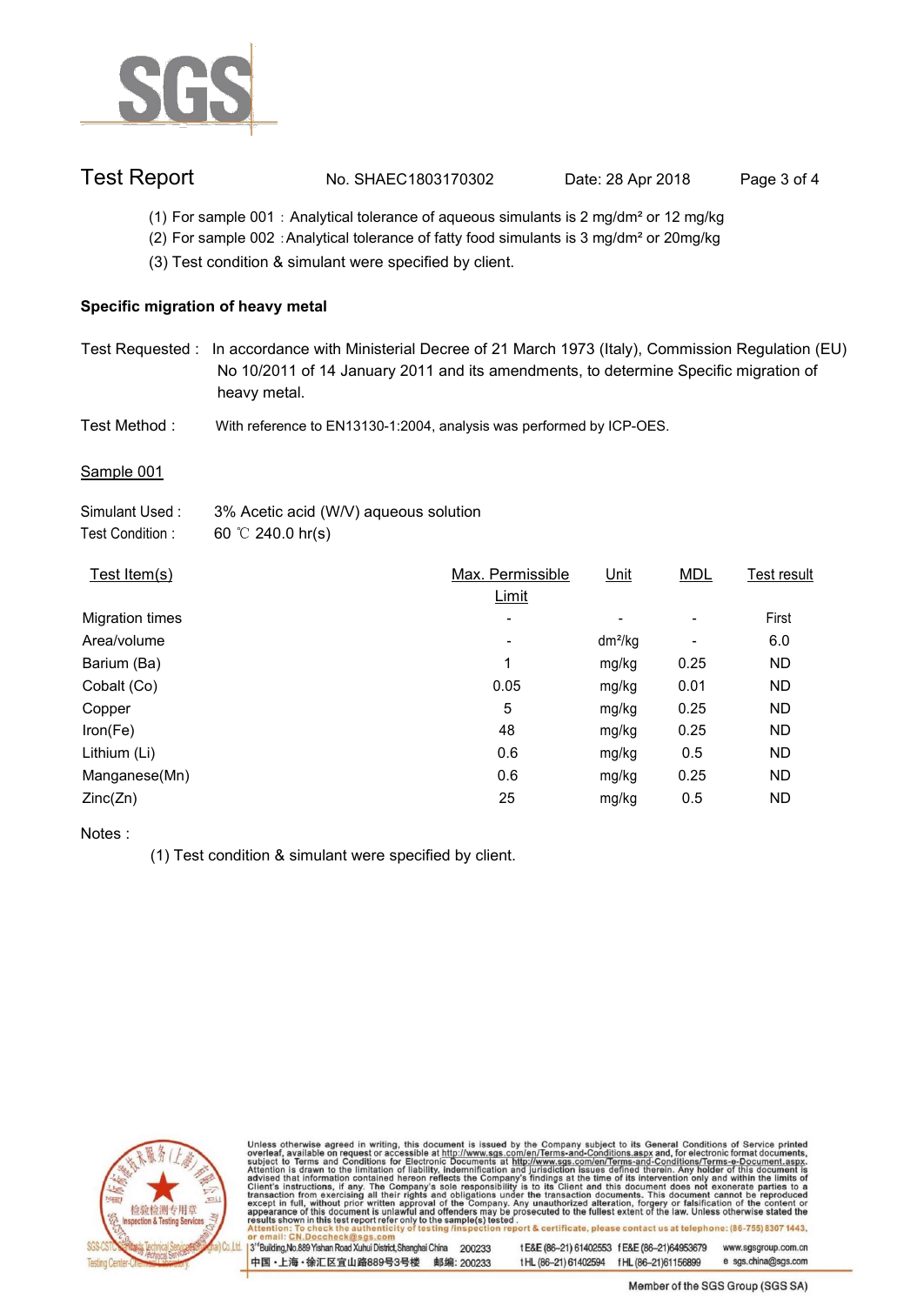(1) For sample 001：Analytical tolerance of aqueous simulants is 2 mg/dm² or 12 mg/kg

(2) For sample 002：Analytical tolerance of fatty food simulants is 3 mg/dm² or 20mg/kg

(3) Test condition & simulant were specified by client.

**Specific migration of heavy metal**

Test Requested : In accordance with Ministerial Decree of 21 March 1973 (Italy), Commission Regulation (EU) No 10/2011 of 14 January 2011 and its amendments, to determine Specific migration of heavy metal.

Test Method : With reference to EN13130-1:2004, analysis was performed by ICP-OES.

Sample 001

Simulant Used : 3% Acetic acid (W/V) aqueous solution

Test Condition : 60 ℃ 240.0 hr(s)

| Test Item(s) | Max. Permissible Limit | Unit | MDL | Test result |
|---|---|---|---|---|
| Migration times | - | - | - | First |
| Area/volume | - | dm²/kg | - | 6.0 |
| Barium (Ba) | 1 | mg/kg | 0.25 | ND |
| Cobalt (Co) | 0.05 | mg/kg | 0.01 | ND |
| Copper | 5 | mg/kg | 0.25 | ND |
| Iron(Fe) | 48 | mg/kg | 0.25 | ND |
| Lithium (Li) | 0.6 | mg/kg | 0.5 | ND |
| Manganese(Mn) | 0.6 | mg/kg | 0.25 | ND |
| Zinc(Zn) | 25 | mg/kg | 0.5 | ND |

Notes :

(1) Test condition & simulant were specified by client.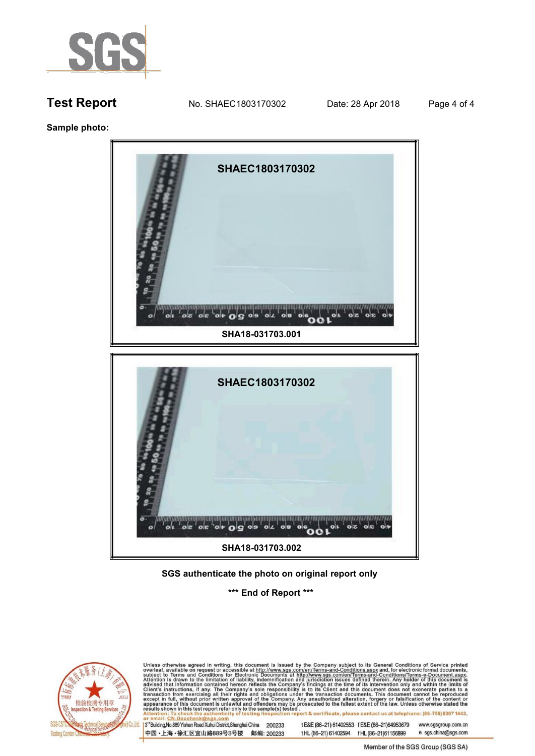# Test Report

No. SHAEC1803170302 Date: 28 Apr 2018

**Sample photo:**

SHAEC1803170302

SHA18-031703.001

SHAEC1803170302

SHA18-031703.002

**SGS authenticate the photo on original report only**

**\*\*\* End of Report \*\*\***

Unless otherwise agreed in writing, this document is issued by the Company subject to its General Conditions of Service printed overleaf, available on request or accessible at http://www.sgs.com/en/Terms-and-Conditions.aspx and, for electronic format documents, subject to Terms and Conditions for Electronic Documents at http://www.sgs.com/en/Terms-and-Conditions/Terms-e-Document.aspx. Attention is drawn to the limitation of liability, indemnification and jurisdiction issues defined therein. Any holder of this document is advised that information contained hereon reflects the Company's findings at the time of its intervention only and within the limits of Client's instructions, if any. The Company's sole responsibility is to its Client and this document does not exonerate parties to a transaction from exercising all their rights and obligations under the transaction documents. This document cannot be reproduced except in full, without prior written approval of the Company. Any unauthorized alteration, forgery or falsification of the content or appearance of this document is unlawful and offenders may be prosecuted to the fullest extent of the law. Unless otherwise stated the results shown in this test report refer only to the sample(s) tested .

Attention: To check the authenticity of testing /inspection report & certificate, please contact us at telephone: (86-755) 8307 1443, or email: CN.Doccheck@sgs.com

3rd Building, No.889 Yishan Road Xuhui District, Shanghai China 200233 t E&E (86–21) 61402553 f E&E (86–21)64953679 www.sgsgroup.com.cn

中国 · 上海 · 徐汇区宜山路889号3号楼 邮编: 200233 t HL (86–21) 61402594 f HL (86–21)61156899 e sgs.china@sgs.com

Member of the SGS Group (SGS SA)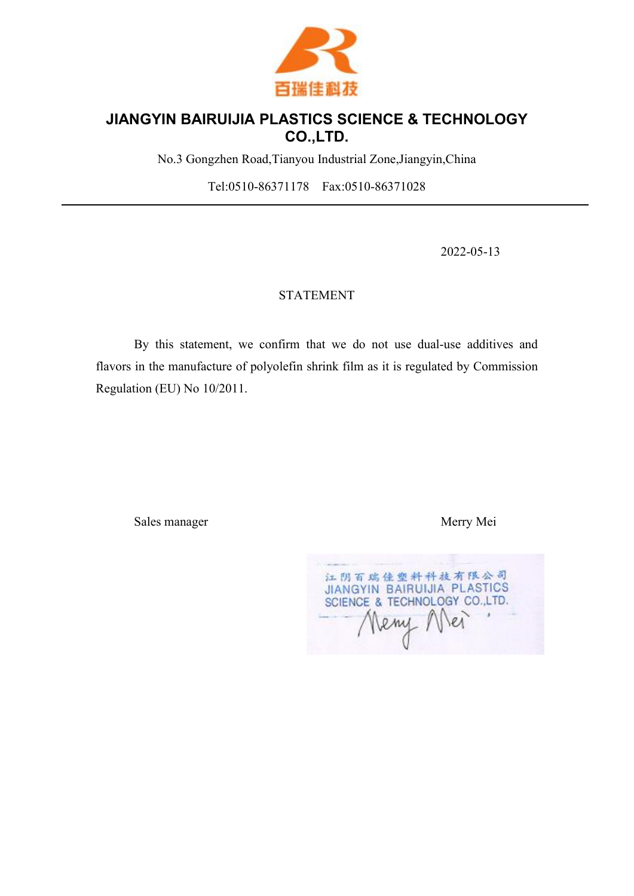百瑞佳科技

# JIANGYIN BAIRUIJIA PLASTICS SCIENCE & TECHNOLOGY CO.,LTD.

No.3 Gongzhen Road,Tianyou Industrial Zone,Jiangyin,China

Tel:0510-86371178    Fax:0510-86371028

---

2022-05-13

STATEMENT

By this statement, we confirm that we do not use dual-use additives and flavors in the manufacture of polyolefin shrink film as it is regulated by Commission Regulation (EU) No 10/2011.

Sales manager                                        Merry Mei

江阴百瑞佳塑料科技有限公司
JIANGYIN BAIRUIJIA PLASTICS
SCIENCE & TECHNOLOGY CO.,LTD.
Merry Mei